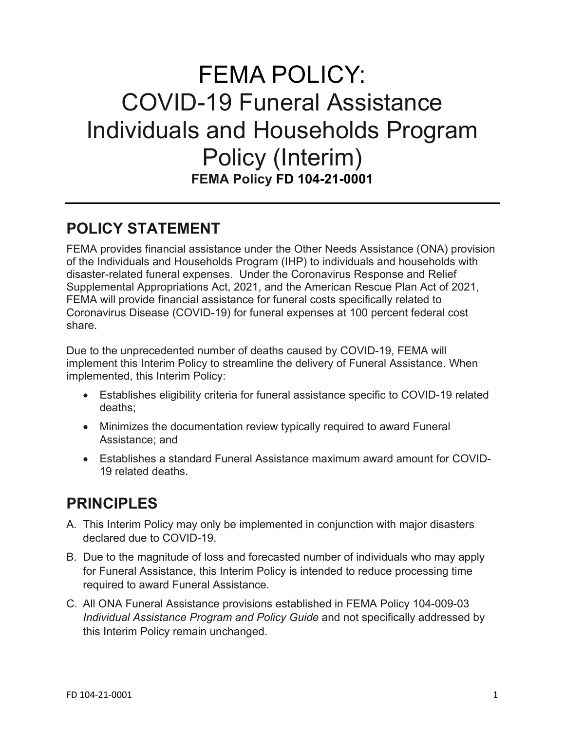# FEMA POLICY:
# COVID-19 Funeral Assistance Individuals and Households Program Policy (Interim)

**FEMA Policy FD 104-21-0001**

---

## POLICY STATEMENT

FEMA provides financial assistance under the Other Needs Assistance (ONA) provision of the Individuals and Households Program (IHP) to individuals and households with disaster-related funeral expenses. Under the Coronavirus Response and Relief Supplemental Appropriations Act, 2021, and the American Rescue Plan Act of 2021, FEMA will provide financial assistance for funeral costs specifically related to Coronavirus Disease (COVID-19) for funeral expenses at 100 percent federal cost share.

Due to the unprecedented number of deaths caused by COVID-19, FEMA will implement this Interim Policy to streamline the delivery of Funeral Assistance. When implemented, this Interim Policy:

- Establishes eligibility criteria for funeral assistance specific to COVID-19 related deaths;
- Minimizes the documentation review typically required to award Funeral Assistance; and
- Establishes a standard Funeral Assistance maximum award amount for COVID-19 related deaths.

## PRINCIPLES

A. This Interim Policy may only be implemented in conjunction with major disasters declared due to COVID-19.

B. Due to the magnitude of loss and forecasted number of individuals who may apply for Funeral Assistance, this Interim Policy is intended to reduce processing time required to award Funeral Assistance.

C. All ONA Funeral Assistance provisions established in FEMA Policy 104-009-03 *Individual Assistance Program and Policy Guide* and not specifically addressed by this Interim Policy remain unchanged.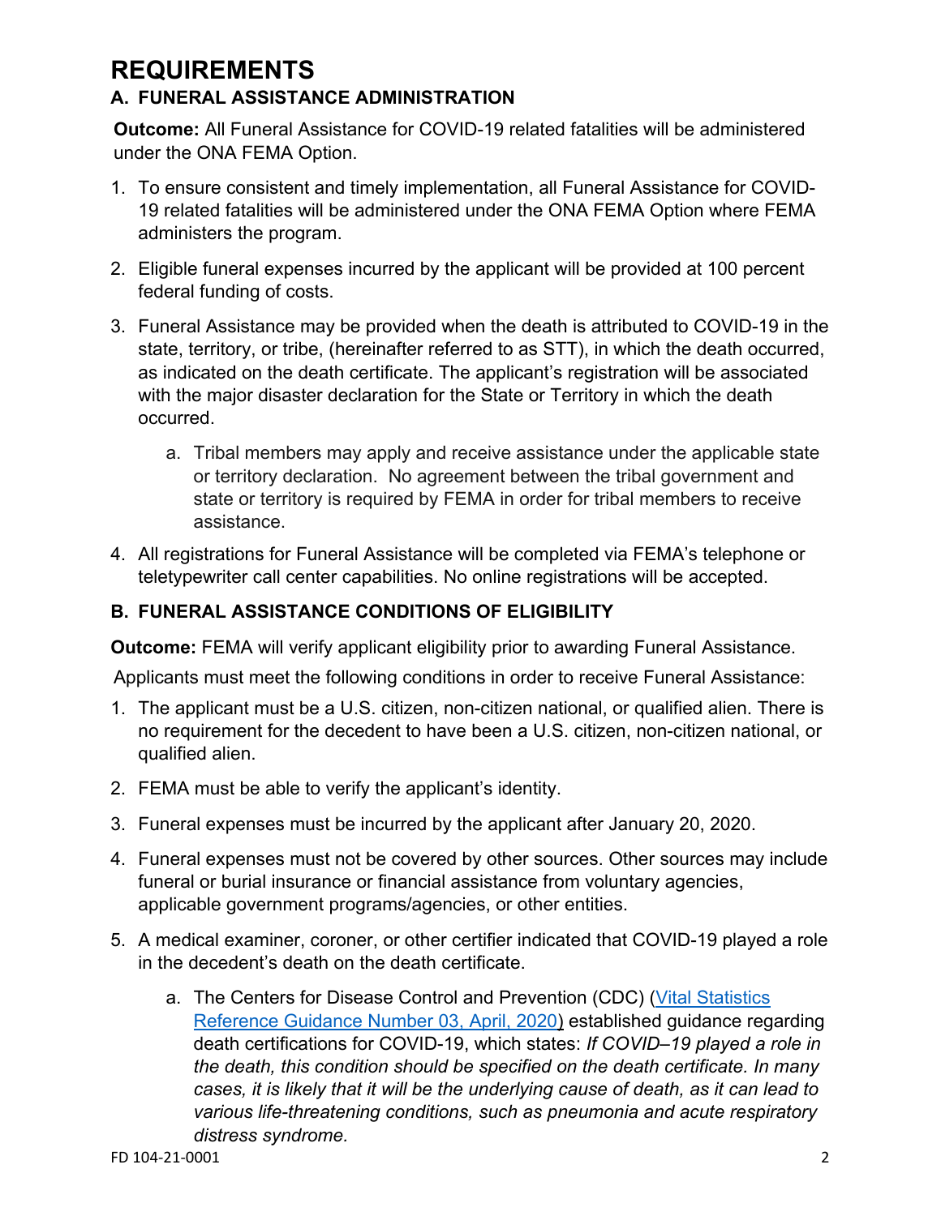# REQUIREMENTS

### A. FUNERAL ASSISTANCE ADMINISTRATION

**Outcome:** All Funeral Assistance for COVID-19 related fatalities will be administered under the ONA FEMA Option.

1. To ensure consistent and timely implementation, all Funeral Assistance for COVID-19 related fatalities will be administered under the ONA FEMA Option where FEMA administers the program.
2. Eligible funeral expenses incurred by the applicant will be provided at 100 percent federal funding of costs.
3. Funeral Assistance may be provided when the death is attributed to COVID-19 in the state, territory, or tribe, (hereinafter referred to as STT), in which the death occurred, as indicated on the death certificate. The applicant's registration will be associated with the major disaster declaration for the State or Territory in which the death occurred.
    a. Tribal members may apply and receive assistance under the applicable state or territory declaration. No agreement between the tribal government and state or territory is required by FEMA in order for tribal members to receive assistance.
4. All registrations for Funeral Assistance will be completed via FEMA's telephone or teletypewriter call center capabilities. No online registrations will be accepted.

### B. FUNERAL ASSISTANCE CONDITIONS OF ELIGIBILITY

**Outcome:** FEMA will verify applicant eligibility prior to awarding Funeral Assistance.

Applicants must meet the following conditions in order to receive Funeral Assistance:

1. The applicant must be a U.S. citizen, non-citizen national, or qualified alien. There is no requirement for the decedent to have been a U.S. citizen, non-citizen national, or qualified alien.
2. FEMA must be able to verify the applicant's identity.
3. Funeral expenses must be incurred by the applicant after January 20, 2020.
4. Funeral expenses must not be covered by other sources. Other sources may include funeral or burial insurance or financial assistance from voluntary agencies, applicable government programs/agencies, or other entities.
5. A medical examiner, coroner, or other certifier indicated that COVID-19 played a role in the decedent's death on the death certificate.
    a. The Centers for Disease Control and Prevention (CDC) (Vital Statistics Reference Guidance Number 03, April, 2020) established guidance regarding death certifications for COVID-19, which states: *If COVID–19 played a role in the death, this condition should be specified on the death certificate. In many cases, it is likely that it will be the underlying cause of death, as it can lead to various life-threatening conditions, such as pneumonia and acute respiratory distress syndrome.*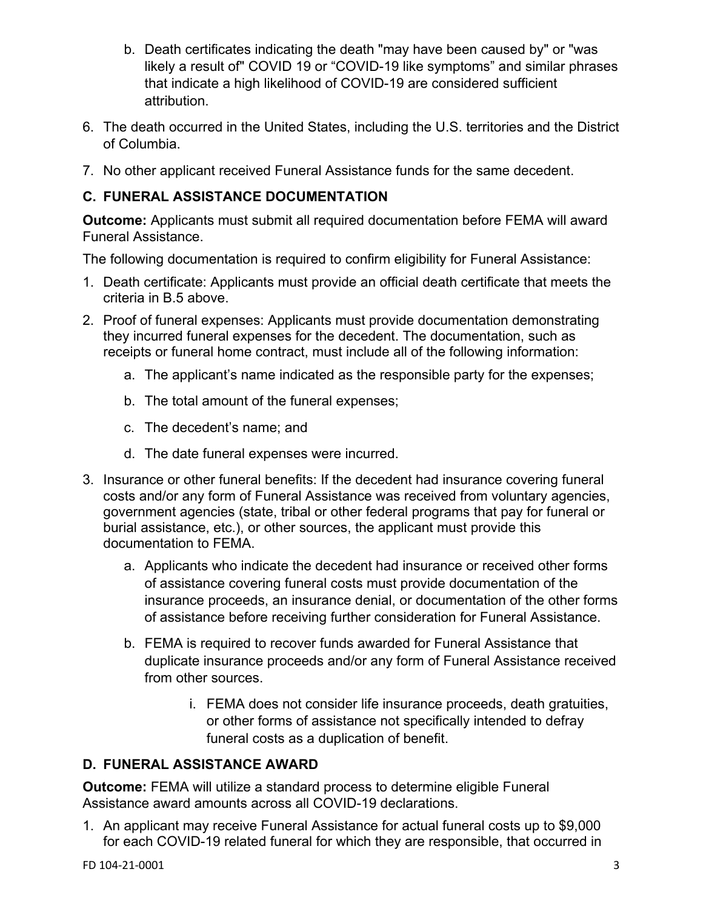b. Death certificates indicating the death "may have been caused by" or "was likely a result of" COVID 19 or "COVID-19 like symptoms" and similar phrases that indicate a high likelihood of COVID-19 are considered sufficient attribution.

6. The death occurred in the United States, including the U.S. territories and the District of Columbia.
7. No other applicant received Funeral Assistance funds for the same decedent.

### C. FUNERAL ASSISTANCE DOCUMENTATION

**Outcome:** Applicants must submit all required documentation before FEMA will award Funeral Assistance.

The following documentation is required to confirm eligibility for Funeral Assistance:

1. Death certificate: Applicants must provide an official death certificate that meets the criteria in B.5 above.
2. Proof of funeral expenses: Applicants must provide documentation demonstrating they incurred funeral expenses for the decedent. The documentation, such as receipts or funeral home contract, must include all of the following information:
   a. The applicant's name indicated as the responsible party for the expenses;
   b. The total amount of the funeral expenses;
   c. The decedent's name; and
   d. The date funeral expenses were incurred.
3. Insurance or other funeral benefits: If the decedent had insurance covering funeral costs and/or any form of Funeral Assistance was received from voluntary agencies, government agencies (state, tribal or other federal programs that pay for funeral or burial assistance, etc.), or other sources, the applicant must provide this documentation to FEMA.
   a. Applicants who indicate the decedent had insurance or received other forms of assistance covering funeral costs must provide documentation of the insurance proceeds, an insurance denial, or documentation of the other forms of assistance before receiving further consideration for Funeral Assistance.
   b. FEMA is required to recover funds awarded for Funeral Assistance that duplicate insurance proceeds and/or any form of Funeral Assistance received from other sources.
      i. FEMA does not consider life insurance proceeds, death gratuities, or other forms of assistance not specifically intended to defray funeral costs as a duplication of benefit.

### D. FUNERAL ASSISTANCE AWARD

**Outcome:** FEMA will utilize a standard process to determine eligible Funeral Assistance award amounts across all COVID-19 declarations.

1. An applicant may receive Funeral Assistance for actual funeral costs up to $9,000 for each COVID-19 related funeral for which they are responsible, that occurred in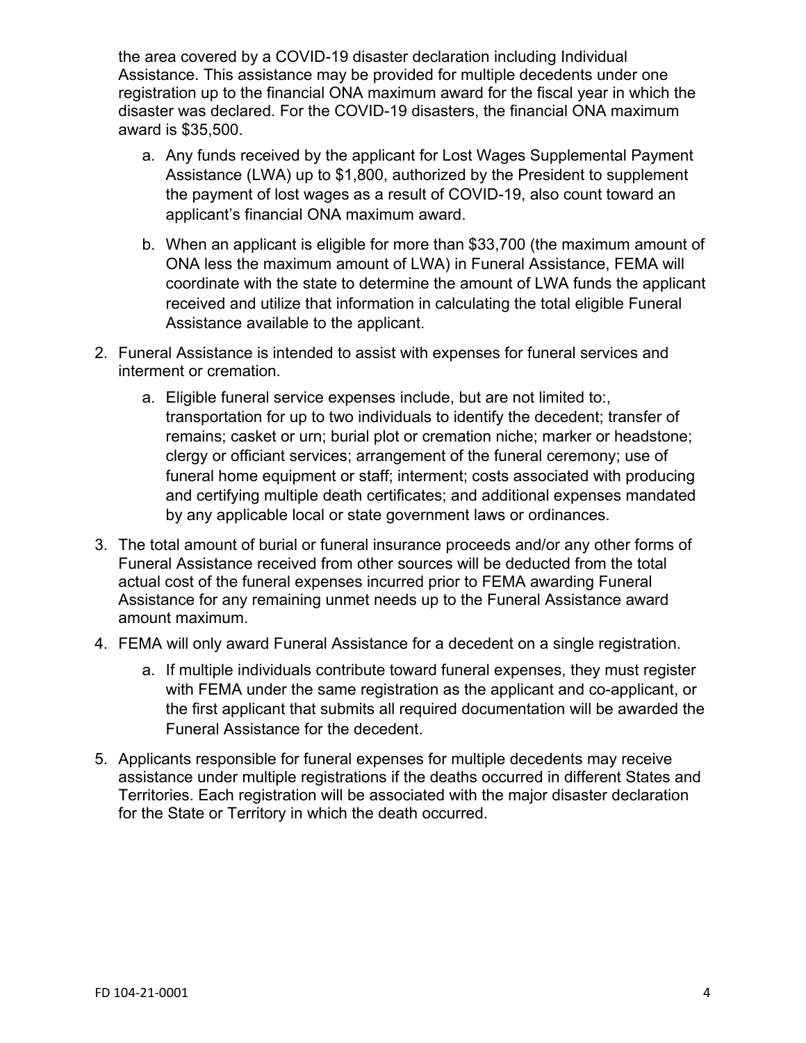the area covered by a COVID-19 disaster declaration including Individual Assistance. This assistance may be provided for multiple decedents under one registration up to the financial ONA maximum award for the fiscal year in which the disaster was declared. For the COVID-19 disasters, the financial ONA maximum award is $35,500.

   a. Any funds received by the applicant for Lost Wages Supplemental Payment Assistance (LWA) up to $1,800, authorized by the President to supplement the payment of lost wages as a result of COVID-19, also count toward an applicant's financial ONA maximum award.

   b. When an applicant is eligible for more than $33,700 (the maximum amount of ONA less the maximum amount of LWA) in Funeral Assistance, FEMA will coordinate with the state to determine the amount of LWA funds the applicant received and utilize that information in calculating the total eligible Funeral Assistance available to the applicant.

2. Funeral Assistance is intended to assist with expenses for funeral services and interment or cremation.

   a. Eligible funeral service expenses include, but are not limited to:, transportation for up to two individuals to identify the decedent; transfer of remains; casket or urn; burial plot or cremation niche; marker or headstone; clergy or officiant services; arrangement of the funeral ceremony; use of funeral home equipment or staff; interment; costs associated with producing and certifying multiple death certificates; and additional expenses mandated by any applicable local or state government laws or ordinances.

3. The total amount of burial or funeral insurance proceeds and/or any other forms of Funeral Assistance received from other sources will be deducted from the total actual cost of the funeral expenses incurred prior to FEMA awarding Funeral Assistance for any remaining unmet needs up to the Funeral Assistance award amount maximum.

4. FEMA will only award Funeral Assistance for a decedent on a single registration.

   a. If multiple individuals contribute toward funeral expenses, they must register with FEMA under the same registration as the applicant and co-applicant, or the first applicant that submits all required documentation will be awarded the Funeral Assistance for the decedent.

5. Applicants responsible for funeral expenses for multiple decedents may receive assistance under multiple registrations if the deaths occurred in different States and Territories. Each registration will be associated with the major disaster declaration for the State or Territory in which the death occurred.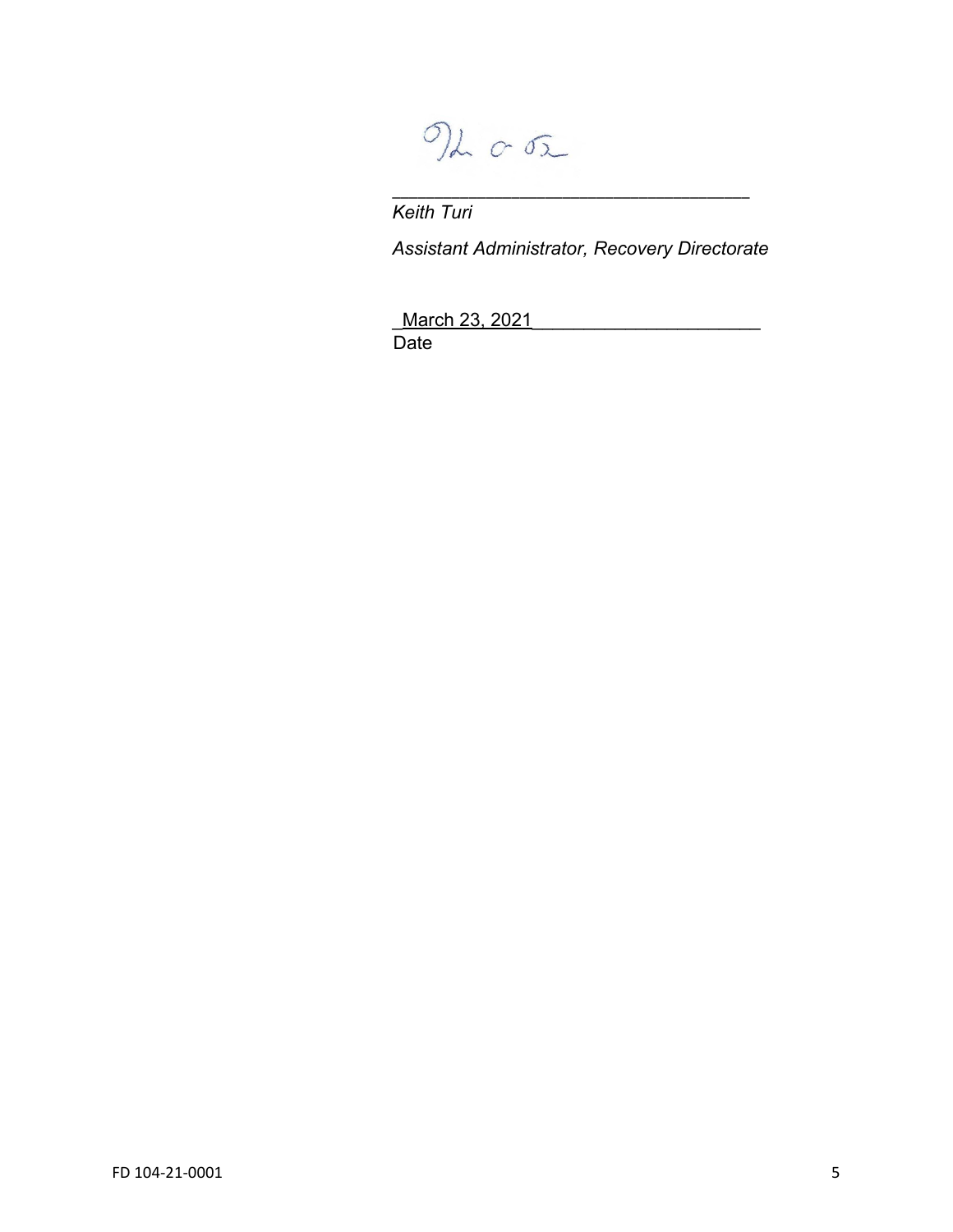\_\_\_\_\_\_\_\_\_\_\_\_\_\_\_\_\_\_\_\_\_\_\_\_\_\_\_\_\_\_\_\_\_\_\_

*Keith Turi*

*Assistant Administrator, Recovery Directorate*

_March 23, 2021______________________

Date